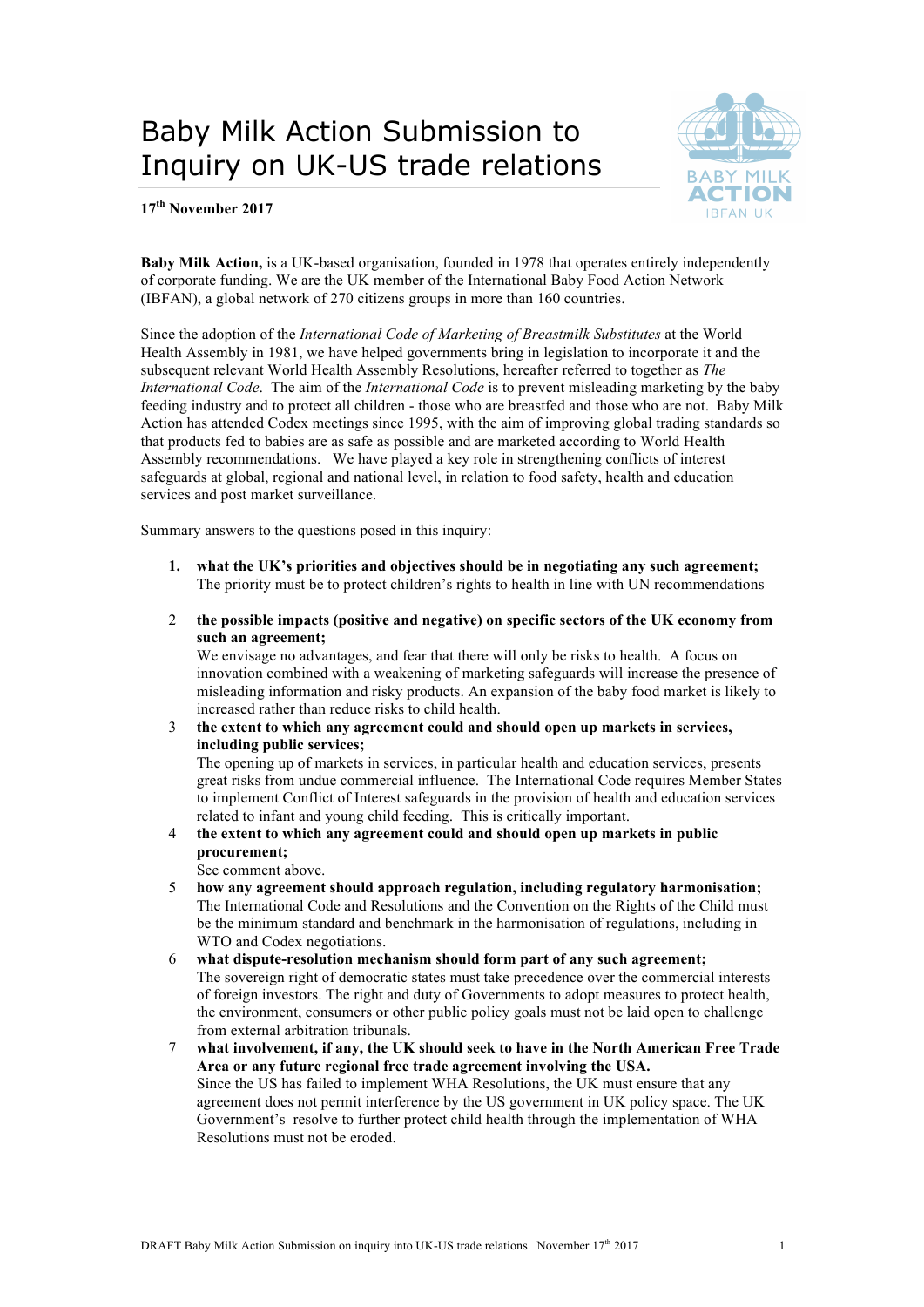# Baby Milk Action Submission to Inquiry on UK-US trade relations

**17th November 2017**

**Baby Milk Action,** is a UK-based organisation, founded in 1978 that operates entirely independently of corporate funding. We are the UK member of the International Baby Food Action Network (IBFAN), a global network of 270 citizens groups in more than 160 countries.

Since the adoption of the *International Code of Marketing of Breastmilk Substitutes* at the World Health Assembly in 1981, we have helped governments bring in legislation to incorporate it and the subsequent relevant World Health Assembly Resolutions, hereafter referred to together as *The International Code*. The aim of the *International Code* is to prevent misleading marketing by the baby feeding industry and to protect all children - those who are breastfed and those who are not. Baby Milk Action has attended Codex meetings since 1995, with the aim of improving global trading standards so that products fed to babies are as safe as possible and are marketed according to World Health Assembly recommendations. We have played a key role in strengthening conflicts of interest safeguards at global, regional and national level, in relation to food safety, health and education services and post market surveillance.

Summary answers to the questions posed in this inquiry:

1. **what the UK's priorities and objectives should be in negotiating any such agreement;**
   The priority must be to protect children's rights to health in line with UN recommendations

2. **the possible impacts (positive and negative) on specific sectors of the UK economy from such an agreement;**
   We envisage no advantages, and fear that there will only be risks to health. A focus on innovation combined with a weakening of marketing safeguards will increase the presence of misleading information and risky products. An expansion of the baby food market is likely to increased rather than reduce risks to child health.

3. **the extent to which any agreement could and should open up markets in services, including public services;**
   The opening up of markets in services, in particular health and education services, presents great risks from undue commercial influence. The International Code requires Member States to implement Conflict of Interest safeguards in the provision of health and education services related to infant and young child feeding. This is critically important.

4. **the extent to which any agreement could and should open up markets in public procurement;**
   See comment above.

5. **how any agreement should approach regulation, including regulatory harmonisation;**
   The International Code and Resolutions and the Convention on the Rights of the Child must be the minimum standard and benchmark in the harmonisation of regulations, including in WTO and Codex negotiations.

6. **what dispute-resolution mechanism should form part of any such agreement;**
   The sovereign right of democratic states must take precedence over the commercial interests of foreign investors. The right and duty of Governments to adopt measures to protect health, the environment, consumers or other public policy goals must not be laid open to challenge from external arbitration tribunals.

7. **what involvement, if any, the UK should seek to have in the North American Free Trade Area or any future regional free trade agreement involving the USA.**
   Since the US has failed to implement WHA Resolutions, the UK must ensure that any agreement does not permit interference by the US government in UK policy space. The UK Government's resolve to further protect child health through the implementation of WHA Resolutions must not be eroded.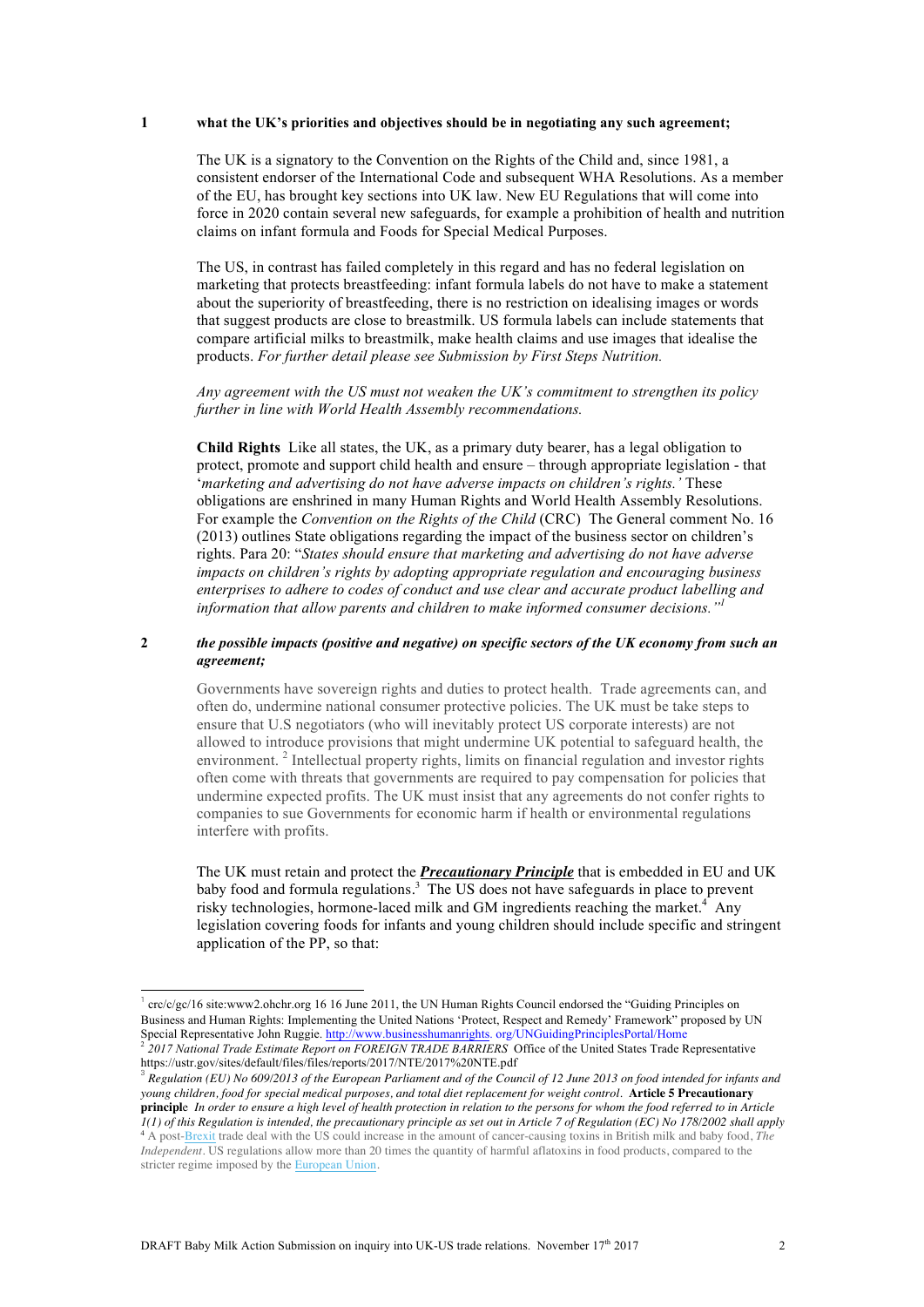**1 what the UK's priorities and objectives should be in negotiating any such agreement;**

The UK is a signatory to the Convention on the Rights of the Child and, since 1981, a consistent endorser of the International Code and subsequent WHA Resolutions. As a member of the EU, has brought key sections into UK law. New EU Regulations that will come into force in 2020 contain several new safeguards, for example a prohibition of health and nutrition claims on infant formula and Foods for Special Medical Purposes.

The US, in contrast has failed completely in this regard and has no federal legislation on marketing that protects breastfeeding: infant formula labels do not have to make a statement about the superiority of breastfeeding, there is no restriction on idealising images or words that suggest products are close to breastmilk. US formula labels can include statements that compare artificial milks to breastmilk, make health claims and use images that idealise the products. *For further detail please see Submission by First Steps Nutrition.*

*Any agreement with the US must not weaken the UK's commitment to strengthen its policy further in line with World Health Assembly recommendations.*

**Child Rights** Like all states, the UK, as a primary duty bearer, has a legal obligation to protect, promote and support child health and ensure – through appropriate legislation - that '*marketing and advertising do not have adverse impacts on children's rights.'* These obligations are enshrined in many Human Rights and World Health Assembly Resolutions. For example the *Convention on the Rights of the Child* (CRC) The General comment No. 16 (2013) outlines State obligations regarding the impact of the business sector on children's rights. Para 20: "*States should ensure that marketing and advertising do not have adverse impacts on children's rights by adopting appropriate regulation and encouraging business enterprises to adhere to codes of conduct and use clear and accurate product labelling and information that allow parents and children to make informed consumer decisions."*[1]

***2 the possible impacts (positive and negative) on specific sectors of the UK economy from such an agreement;***

Governments have sovereign rights and duties to protect health. Trade agreements can, and often do, undermine national consumer protective policies. The UK must be take steps to ensure that U.S negotiators (who will inevitably protect US corporate interests) are not allowed to introduce provisions that might undermine UK potential to safeguard health, the environment. [2] Intellectual property rights, limits on financial regulation and investor rights often come with threats that governments are required to pay compensation for policies that undermine expected profits. The UK must insist that any agreements do not confer rights to companies to sue Governments for economic harm if health or environmental regulations interfere with profits.

The UK must retain and protect the ***Precautionary Principle*** that is embedded in EU and UK baby food and formula regulations.[3] The US does not have safeguards in place to prevent risky technologies, hormone-laced milk and GM ingredients reaching the market.[4] Any legislation covering foods for infants and young children should include specific and stringent application of the PP, so that:

---

[1] crc/c/gc/16 site:www2.ohchr.org 16 16 June 2011, the UN Human Rights Council endorsed the "Guiding Principles on Business and Human Rights: Implementing the United Nations 'Protect, Respect and Remedy' Framework" proposed by UN Special Representative John Ruggie. http://www.businesshumanrights. org/UNGuidingPrinciplesPortal/Home

[2] *2017 National Trade Estimate Report on FOREIGN TRADE BARRIERS* Office of the United States Trade Representative https://ustr.gov/sites/default/files/files/reports/2017/NTE/2017%20NTE.pdf

[3] *Regulation (EU) No 609/2013 of the European Parliament and of the Council of 12 June 2013 on food intended for infants and young children, food for special medical purposes, and total diet replacement for weight control*. **Article 5 Precautionary principle** *In order to ensure a high level of health protection in relation to the persons for whom the food referred to in Article 1(1) of this Regulation is intended, the precautionary principle as set out in Article 7 of Regulation (EC) No 178/2002 shall apply*

[4] A post-Brexit trade deal with the US could increase in the amount of cancer-causing toxins in British milk and baby food, *The Independent*. US regulations allow more than 20 times the quantity of harmful aflatoxins in food products, compared to the stricter regime imposed by the European Union.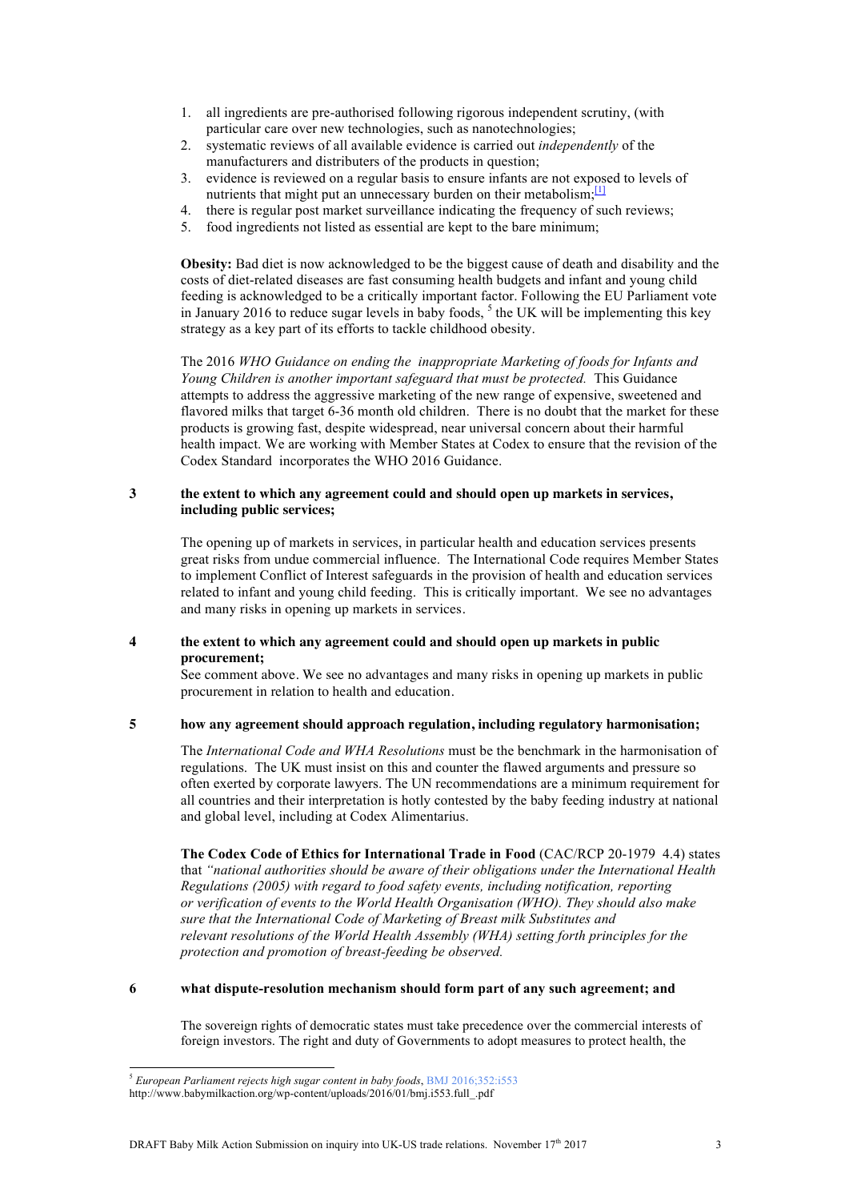1. all ingredients are pre-authorised following rigorous independent scrutiny, (with particular care over new technologies, such as nanotechnologies;
2. systematic reviews of all available evidence is carried out *independently* of the manufacturers and distributers of the products in question;
3. evidence is reviewed on a regular basis to ensure infants are not exposed to levels of nutrients that might put an unnecessary burden on their metabolism;[1]
4. there is regular post market surveillance indicating the frequency of such reviews;
5. food ingredients not listed as essential are kept to the bare minimum;

**Obesity:** Bad diet is now acknowledged to be the biggest cause of death and disability and the costs of diet-related diseases are fast consuming health budgets and infant and young child feeding is acknowledged to be a critically important factor. Following the EU Parliament vote in January 2016 to reduce sugar levels in baby foods, [5] the UK will be implementing this key strategy as a key part of its efforts to tackle childhood obesity.

The 2016 *WHO Guidance on ending the inappropriate Marketing of foods for Infants and Young Children is another important safeguard that must be protected.* This Guidance attempts to address the aggressive marketing of the new range of expensive, sweetened and flavored milks that target 6-36 month old children. There is no doubt that the market for these products is growing fast, despite widespread, near universal concern about their harmful health impact. We are working with Member States at Codex to ensure that the revision of the Codex Standard incorporates the WHO 2016 Guidance.

**3 the extent to which any agreement could and should open up markets in services, including public services;**

The opening up of markets in services, in particular health and education services presents great risks from undue commercial influence. The International Code requires Member States to implement Conflict of Interest safeguards in the provision of health and education services related to infant and young child feeding. This is critically important. We see no advantages and many risks in opening up markets in services.

**4 the extent to which any agreement could and should open up markets in public procurement;**

See comment above. We see no advantages and many risks in opening up markets in public procurement in relation to health and education.

**5 how any agreement should approach regulation, including regulatory harmonisation;**

The *International Code and WHA Resolutions* must be the benchmark in the harmonisation of regulations. The UK must insist on this and counter the flawed arguments and pressure so often exerted by corporate lawyers. The UN recommendations are a minimum requirement for all countries and their interpretation is hotly contested by the baby feeding industry at national and global level, including at Codex Alimentarius.

**The Codex Code of Ethics for International Trade in Food** (CAC/RCP 20-1979 4.4) states that *"national authorities should be aware of their obligations under the International Health Regulations (2005) with regard to food safety events, including notification, reporting or verification of events to the World Health Organisation (WHO). They should also make sure that the International Code of Marketing of Breast milk Substitutes and relevant resolutions of the World Health Assembly (WHA) setting forth principles for the protection and promotion of breast-feeding be observed.*

**6 what dispute-resolution mechanism should form part of any such agreement; and**

The sovereign rights of democratic states must take precedence over the commercial interests of foreign investors. The right and duty of Governments to adopt measures to protect health, the

---

[5] *European Parliament rejects high sugar content in baby foods*, BMJ 2016;352:i553
http://www.babymilkaction.org/wp-content/uploads/2016/01/bmj.i553.full_.pdf

DRAFT Baby Milk Action Submission on inquiry into UK-US trade relations. November 17th 2017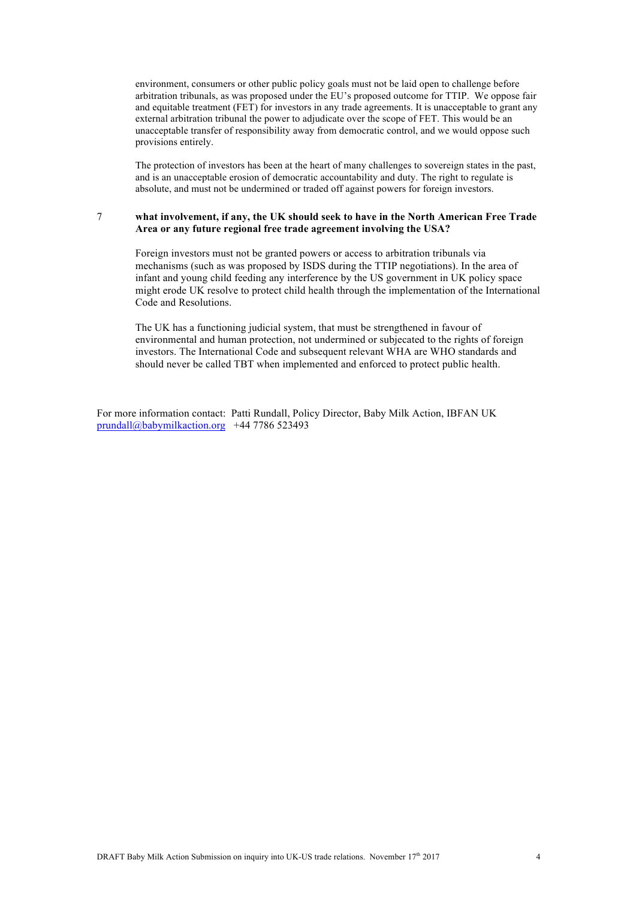environment, consumers or other public policy goals must not be laid open to challenge before arbitration tribunals, as was proposed under the EU's proposed outcome for TTIP. We oppose fair and equitable treatment (FET) for investors in any trade agreements. It is unacceptable to grant any external arbitration tribunal the power to adjudicate over the scope of FET. This would be an unacceptable transfer of responsibility away from democratic control, and we would oppose such provisions entirely.

The protection of investors has been at the heart of many challenges to sovereign states in the past, and is an unacceptable erosion of democratic accountability and duty. The right to regulate is absolute, and must not be undermined or traded off against powers for foreign investors.

7 **what involvement, if any, the UK should seek to have in the North American Free Trade Area or any future regional free trade agreement involving the USA?**

Foreign investors must not be granted powers or access to arbitration tribunals via mechanisms (such as was proposed by ISDS during the TTIP negotiations). In the area of infant and young child feeding any interference by the US government in UK policy space might erode UK resolve to protect child health through the implementation of the International Code and Resolutions.

The UK has a functioning judicial system, that must be strengthened in favour of environmental and human protection, not undermined or subjecated to the rights of foreign investors. The International Code and subsequent relevant WHA are WHO standards and should never be called TBT when implemented and enforced to protect public health.

For more information contact: Patti Rundall, Policy Director, Baby Milk Action, IBFAN UK
prundall@babymilkaction.org +44 7786 523493